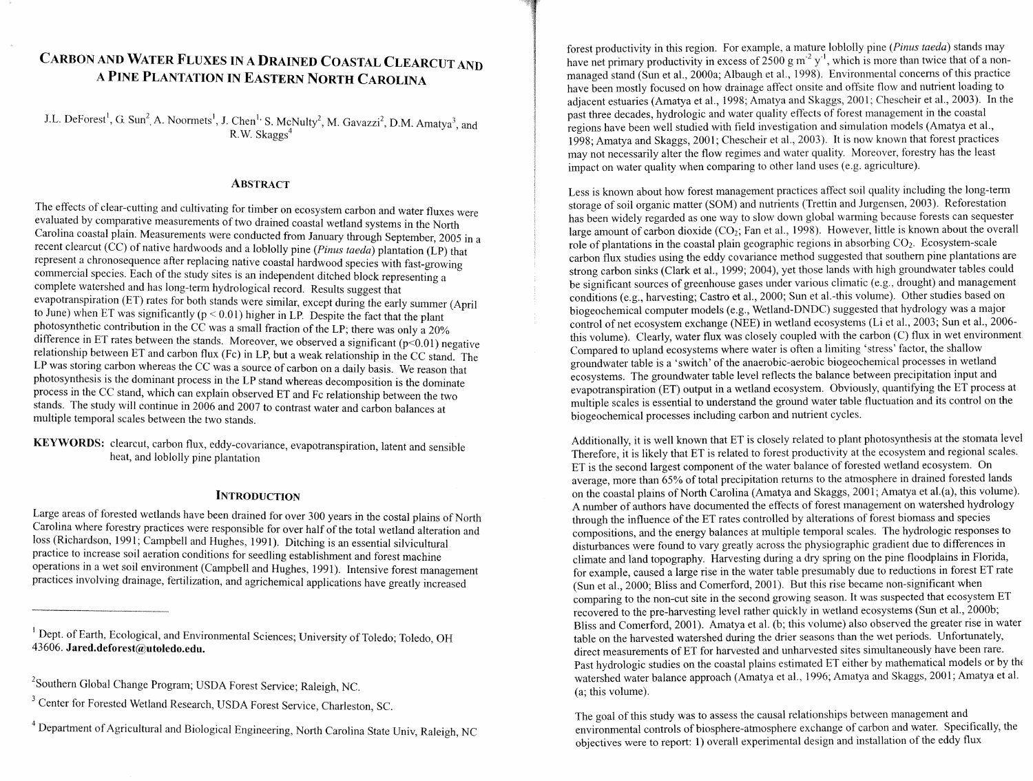# Carbon and Water Fluxes in a Drained Coastal Clearcut and a Pine Plantation in Eastern North Carolina

J.L. DeForest[1], G. Sun[2], A. Noormets[1], J. Chen[1], S. McNulty[2], M. Gavazzi[2], D.M. Amatya[3], and R.W. Skaggs[4]

## Abstract

The effects of clear-cutting and cultivating for timber on ecosystem carbon and water fluxes were evaluated by comparative measurements of two drained coastal wetland systems in the North Carolina coastal plain. Measurements were conducted from January through September, 2005 in a recent clearcut (CC) of native hardwoods and a loblolly pine (*Pinus taeda*) plantation (LP) that represent a chronosequence after replacing native coastal hardwood species with fast-growing commercial species. Each of the study sites is an independent ditched block representing a complete watershed and has long-term hydrological record. Results suggest that evapotranspiration (ET) rates for both stands were similar, except during the early summer (April to June) when ET was significantly ($p < 0.01$) higher in LP. Despite the fact that the plant photosynthetic contribution in the CC was a small fraction of the LP; there was only a 20% difference in ET rates between the stands. Moreover, we observed a significant ($p<0.01$) negative relationship between ET and carbon flux (Fc) in LP, but a weak relationship in the CC stand. The LP was storing carbon whereas the CC was a source of carbon on a daily basis. We reason that photosynthesis is the dominant process in the LP stand whereas decomposition is the dominate process in the CC stand, which can explain observed ET and Fc relationship between the two stands. The study will continue in 2006 and 2007 to contrast water and carbon balances at multiple temporal scales between the two stands.

**KEYWORDS:** clearcut, carbon flux, eddy-covariance, evapotranspiration, latent and sensible heat, and loblolly pine plantation

## Introduction

Large areas of forested wetlands have been drained for over 300 years in the costal plains of North Carolina where forestry practices were responsible for over half of the total wetland alteration and loss (Richardson, 1991; Campbell and Hughes, 1991). Ditching is an essential silvicultural practice to increase soil aeration conditions for seedling establishment and forest machine operations in a wet soil environment (Campbell and Hughes, 1991). Intensive forest management practices involving drainage, fertilization, and agrichemical applications have greatly increased forest productivity in this region. For example, a mature loblolly pine (*Pinus taeda*) stands may have net primary productivity in excess of 2500 g $m^{-2}$ $y^{-1}$, which is more than twice that of a non-managed stand (Sun et al., 2000a; Albaugh et al., 1998). Environmental concerns of this practice have been mostly focused on how drainage affect onsite and offsite flow and nutrient loading to adjacent estuaries (Amatya et al., 1998; Amatya and Skaggs, 2001; Chescheir et al., 2003). In the past three decades, hydrologic and water quality effects of forest management in the coastal regions have been well studied with field investigation and simulation models (Amatya et al., 1998; Amatya and Skaggs, 2001; Chescheir et al., 2003). It is now known that forest practices may not necessarily alter the flow regimes and water quality. Moreover, forestry has the least impact on water quality when comparing to other land uses (e.g. agriculture).

Less is known about how forest management practices affect soil quality including the long-term storage of soil organic matter (SOM) and nutrients (Trettin and Jurgensen, 2003). Reforestation has been widely regarded as one way to slow down global warming because forests can sequester large amount of carbon dioxide ($CO_2$; Fan et al., 1998). However, little is known about the overall role of plantations in the coastal plain geographic regions in absorbing $CO_2$. Ecosystem-scale carbon flux studies using the eddy covariance method suggested that southern pine plantations are strong carbon sinks (Clark et al., 1999; 2004), yet those lands with high groundwater tables could be significant sources of greenhouse gases under various climatic (e.g., drought) and management conditions (e.g., harvesting; Castro et al., 2000; Sun et al.-this volume). Other studies based on biogeochemical computer models (e.g., Wetland-DNDC) suggested that hydrology was a major control of net ecosystem exchange (NEE) in wetland ecosystems (Li et al., 2003; Sun et al., 2006-this volume). Clearly, water flux was closely coupled with the carbon (C) flux in wet environment. Compared to upland ecosystems where water is often a limiting 'stress' factor, the shallow groundwater table is a 'switch' of the anaerobic-aerobic biogeochemical processes in wetland ecosystems. The groundwater table level reflects the balance between precipitation input and evapotranspiration (ET) output in a wetland ecosystem. Obviously, quantifying the ET process at multiple scales is essential to understand the ground water table fluctuation and its control on the biogeochemical processes including carbon and nutrient cycles.

Additionally, it is well known that ET is closely related to plant photosynthesis at the stomata level. Therefore, it is likely that ET is related to forest productivity at the ecosystem and regional scales. ET is the second largest component of the water balance of forested wetland ecosystem. On average, more than 65% of total precipitation returns to the atmosphere in drained forested lands on the coastal plains of North Carolina (Amatya and Skaggs, 2001; Amatya et al.(a), this volume). A number of authors have documented the effects of forest management on watershed hydrology through the influence of the ET rates controlled by alterations of forest biomass and species compositions, and the energy balances at multiple temporal scales. The hydrologic responses to disturbances were found to vary greatly across the physiographic gradient due to differences in climate and land topography. Harvesting during a dry spring on the pine floodplains in Florida, for example, caused a large rise in the water table presumably due to reductions in forest ET rate (Sun et al., 2000; Bliss and Comerford, 2001). But this rise became non-significant when comparing to the non-cut site in the second growing season. It was suspected that ecosystem ET recovered to the pre-harvesting level rather quickly in wetland ecosystems (Sun et al., 2000b; Bliss and Comerford, 2001). Amatya et al. (b; this volume) also observed the greater rise in water table on the harvested watershed during the drier seasons than the wet periods. Unfortunately, direct measurements of ET for harvested and unharvested sites simultaneously have been rare. Past hydrologic studies on the coastal plains estimated ET either by mathematical models or by the watershed water balance approach (Amatya et al., 1996; Amatya and Skaggs, 2001; Amatya et al. (a; this volume).

The goal of this study was to assess the causal relationships between management and environmental controls of biosphere-atmosphere exchange of carbon and water. Specifically, the objectives were to report: 1) overall experimental design and installation of the eddy flux

---

[1] Dept. of Earth, Ecological, and Environmental Sciences; University of Toledo; Toledo, OH 43606. **Jared.deforest@utoledo.edu.**

[2] Southern Global Change Program; USDA Forest Service; Raleigh, NC.

[3] Center for Forested Wetland Research, USDA Forest Service, Charleston, SC.

[4] Department of Agricultural and Biological Engineering, North Carolina State Univ, Raleigh, NC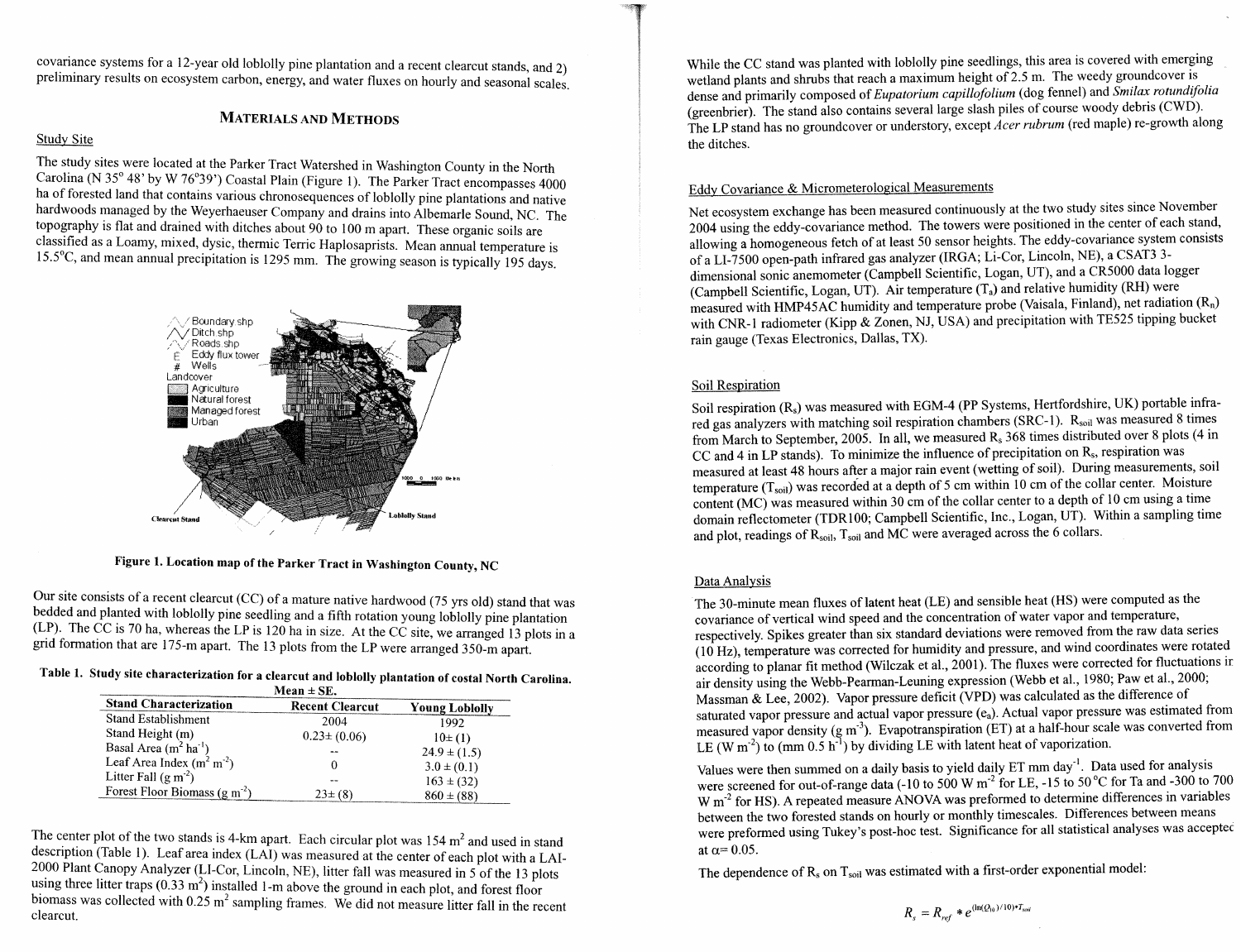covariance systems for a 12-year old loblolly pine plantation and a recent clearcut stands, and 2) preliminary results on ecosystem carbon, energy, and water fluxes on hourly and seasonal scales.

## MATERIALS AND METHODS

### Study Site

The study sites were located at the Parker Tract Watershed in Washington County in the North Carolina (N 35° 48' by W 76°39') Coastal Plain (Figure 1). The Parker Tract encompasses 4000 ha of forested land that contains various chronosequences of loblolly pine plantations and native hardwoods managed by the Weyerhaeuser Company and drains into Albemarle Sound, NC. The topography is flat and drained with ditches about 90 to 100 m apart. These organic soils are classified as a Loamy, mixed, dysic, thermic Terric Haplosaprists. Mean annual temperature is 15.5°C, and mean annual precipitation is 1295 mm. The growing season is typically 195 days.

**Figure 1. Location map of the Parker Tract in Washington County, NC**

Our site consists of a recent clearcut (CC) of a mature native hardwood (75 yrs old) stand that was bedded and planted with loblolly pine seedling and a fifth rotation young loblolly pine plantation (LP). The CC is 70 ha, whereas the LP is 120 ha in size. At the CC site, we arranged 13 plots in a grid formation that are 175-m apart. The 13 plots from the LP were arranged 350-m apart.

**Table 1. Study site characterization for a clearcut and loblolly plantation of costal North Carolina. Mean ± SE.**

| Stand Characterization | Recent Clearcut | Young Loblolly |
|---|---|---|
| Stand Establishment | 2004 | 1992 |
| Stand Height (m) | 0.23± (0.06) | 10± (1) |
| Basal Area ($m^2$ $ha^{-1}$) | -- | 24.9 ± (1.5) |
| Leaf Area Index ($m^2$ $m^{-2}$) | 0 | 3.0 ± (0.1) |
| Litter Fall (g $m^{-2}$) | -- | 163 ± (32) |
| Forest Floor Biomass (g $m^{-2}$) | 23± (8) | 860 ± (88) |

The center plot of the two stands is 4-km apart. Each circular plot was 154 $m^2$ and used in stand description (Table 1). Leaf area index (LAI) was measured at the center of each plot with a LAI-2000 Plant Canopy Analyzer (LI-Cor, Lincoln, NE), litter fall was measured in 5 of the 13 plots using three litter traps (0.33 $m^2$) installed 1-m above the ground in each plot, and forest floor biomass was collected with 0.25 $m^2$ sampling frames. We did not measure litter fall in the recent clearcut.

While the CC stand was planted with loblolly pine seedlings, this area is covered with emerging wetland plants and shrubs that reach a maximum height of 2.5 m. The weedy groundcover is dense and primarily composed of *Eupatorium capillofolium* (dog fennel) and *Smilax rotundifolia* (greenbrier). The stand also contains several large slash piles of course woody debris (CWD). The LP stand has no groundcover or understory, except *Acer rubrum* (red maple) re-growth along the ditches.

### Eddy Covariance & Micrometerological Measurements

Net ecosystem exchange has been measured continuously at the two study sites since November 2004 using the eddy-covariance method. The towers were positioned in the center of each stand, allowing a homogeneous fetch of at least 50 sensor heights. The eddy-covariance system consists of a LI-7500 open-path infrared gas analyzer (IRGA; Li-Cor, Lincoln, NE), a CSAT3 3-dimensional sonic anemometer (Campbell Scientific, Logan, UT), and a CR5000 data logger (Campbell Scientific, Logan, UT). Air temperature ($T_a$) and relative humidity (RH) were measured with HMP45AC humidity and temperature probe (Vaisala, Finland), net radiation ($R_n$) with CNR-1 radiometer (Kipp & Zonen, NJ, USA) and precipitation with TE525 tipping bucket rain gauge (Texas Electronics, Dallas, TX).

### Soil Respiration

Soil respiration ($R_s$) was measured with EGM-4 (PP Systems, Hertfordshire, UK) portable infra-red gas analyzers with matching soil respiration chambers (SRC-1). $R_{soil}$ was measured 8 times from March to September, 2005. In all, we measured $R_s$ 368 times distributed over 8 plots (4 in CC and 4 in LP stands). To minimize the influence of precipitation on $R_s$, respiration was measured at least 48 hours after a major rain event (wetting of soil). During measurements, soil temperature ($T_{soil}$) was recorded at a depth of 5 cm within 10 cm of the collar center. Moisture content (MC) was measured within 30 cm of the collar center to a depth of 10 cm using a time domain reflectometer (TDR100; Campbell Scientific, Inc., Logan, UT). Within a sampling time and plot, readings of $R_{soil}$, $T_{soil}$ and MC were averaged across the 6 collars.

### Data Analysis

The 30-minute mean fluxes of latent heat (LE) and sensible heat (HS) were computed as the covariance of vertical wind speed and the concentration of water vapor and temperature, respectively. Spikes greater than six standard deviations were removed from the raw data series (10 Hz), temperature was corrected for humidity and pressure, and wind coordinates were rotated according to planar fit method (Wilczak et al., 2001). The fluxes were corrected for fluctuations in air density using the Webb-Pearman-Leuning expression (Webb et al., 1980; Paw et al., 2000; Massman & Lee, 2002). Vapor pressure deficit (VPD) was calculated as the difference of saturated vapor pressure and actual vapor pressure ($e_a$). Actual vapor pressure was estimated from measured vapor density (g $m^{-3}$). Evapotranspiration (ET) at a half-hour scale was converted from LE (W $m^{-2}$) to (mm 0.5 $h^{-1}$) by dividing LE with latent heat of vaporization.

Values were then summed on a daily basis to yield daily ET mm $day^{-1}$. Data used for analysis were screened for out-of-range data (-10 to 500 W $m^{-2}$ for LE, -15 to 50 °C for Ta and -300 to 700 W $m^{-2}$ for HS). A repeated measure ANOVA was preformed to determine differences in variables between the two forested stands on hourly or monthly timescales. Differences between means were preformed using Tukey's post-hoc test. Significance for all statistical analyses was accepted at $\alpha$= 0.05.

The dependence of $R_s$ on $T_{soil}$ was estimated with a first-order exponential model:

$$R_s = R_{ref} * e^{(\ln(Q_{10})/10) * T_{soil}}$$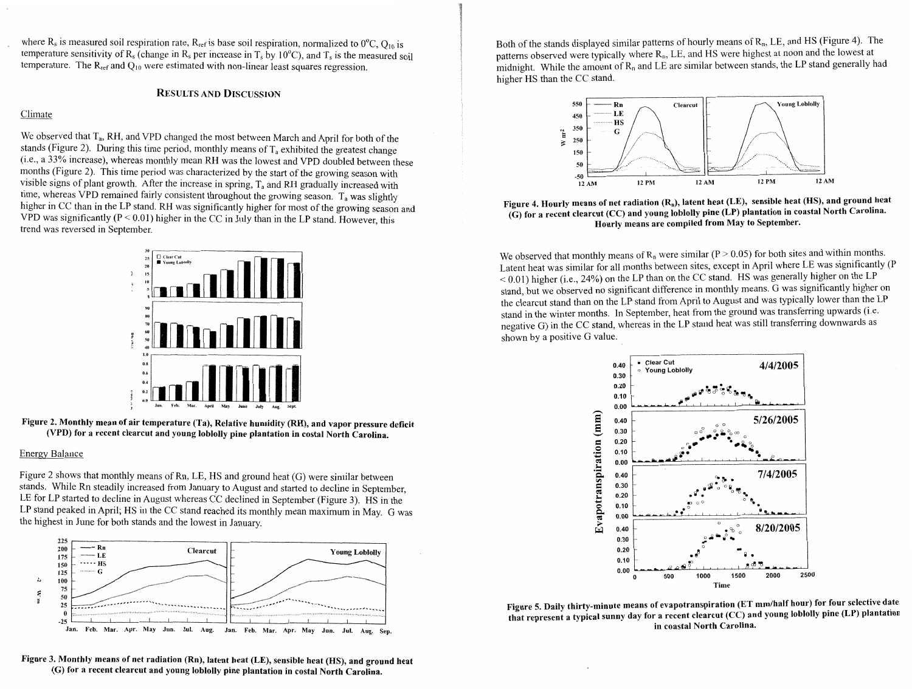where $R_s$ is measured soil respiration rate, $R_{ref}$ is base soil respiration, normalized to 0°C, $Q_{10}$ is temperature sensitivity of $R_s$ (change in $R_s$ per increase in $T_s$ by 10°C), and $T_s$ is the measured soil temperature. The $R_{ref}$ and $Q_{10}$ were estimated with non-linear least squares regression.

## RESULTS AND DISCUSSION

### Climate

We observed that $T_a$, RH, and VPD changed the most between March and April for both of the stands (Figure 2). During this time period, monthly means of $T_a$ exhibited the greatest change (i.e., a 33% increase), whereas monthly mean RH was the lowest and VPD doubled between these months (Figure 2). This time period was characterized by the start of the growing season with visible signs of plant growth. After the increase in spring, $T_a$ and RH gradually increased with time, whereas VPD remained fairly consistent throughout the growing season. $T_a$ was slightly higher in CC than in the LP stand. RH was significantly higher for most of the growing season and VPD was significantly ($P < 0.01$) higher in the CC in July than in the LP stand. However, this trend was reversed in September.

**Figure 2. Monthly mean of air temperature (Ta), Relative humidity (RH), and vapor pressure deficit (VPD) for a recent clearcut and young loblolly pine plantation in costal North Carolina.**

### Energy Balance

Figure 2 shows that monthly means of Rn, LE, HS and ground heat (G) were similar between stands. While Rn steadily increased from January to August and started to decline in September, LE for LP started to decline in August whereas CC declined in September (Figure 3). HS in the LP stand peaked in April; HS in the CC stand reached its monthly mean maximum in May. G was the highest in June for both stands and the lowest in January.

**Figure 3. Monthly means of net radiation (Rn), latent heat (LE), sensible heat (HS), and ground heat (G) for a recent clearcut and young loblolly pine plantation in costal North Carolina.**

Both of the stands displayed similar patterns of hourly means of $R_n$, LE, and HS (Figure 4). The patterns observed were typically where $R_n$, LE, and HS were highest at noon and the lowest at midnight. While the amount of $R_n$ and LE are similar between stands, the LP stand generally had higher HS than the CC stand.

**Figure 4. Hourly means of net radiation ($R_n$), latent heat (LE), sensible heat (HS), and ground heat (G) for a recent clearcut (CC) and young loblolly pine (LP) plantation in coastal North Carolina. Hourly means are compiled from May to September.**

We observed that monthly means of $R_n$ were similar ($P > 0.05$) for both sites and within months. Latent heat was similar for all months between sites, except in April where LE was significantly ($P < 0.01$) higher (i.e., 24%) on the LP than on the CC stand. HS was generally higher on the LP stand, but we observed no significant difference in monthly means. G was significantly higher on the clearcut stand than on the LP stand from April to August and was typically lower than the LP stand in the winter months. In September, heat from the ground was transferring upwards (i.e. negative G) in the CC stand, whereas in the LP stand heat was still transferring downwards as shown by a positive G value.

**Figure 5. Daily thirty-minute means of evapotranspiration (ET mm/half hour) for four selective date that represent a typical sunny day for a recent clearcut (CC) and young loblolly pine (LP) plantation in coastal North Carolina.**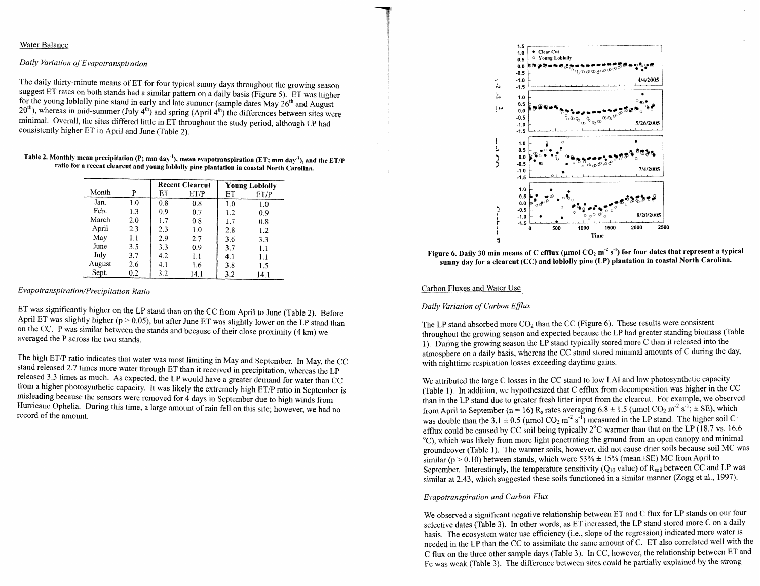## Water Balance

### *Daily Variation of Evapotranspiration*

The daily thirty-minute means of ET for four typical sunny days throughout the growing season suggest ET rates on both stands had a similar pattern on a daily basis (Figure 5). ET was higher for the young loblolly pine stand in early and late summer (sample dates May 26th and August 20th), whereas in mid-summer (July 4th) and spring (April 4th) the differences between sites were minimal. Overall, the sites differed little in ET throughout the study period, although LP had consistently higher ET in April and June (Table 2).

**Table 2. Monthly mean precipitation (P; mm day$^{-1}$), mean evapotranspiration (ET; mm day$^{-1}$), and the ET/P ratio for a recent clearcut and young loblolly pine plantation in coastal North Carolina.**

| | | Recent Clearcut | | Young Loblolly | |
|---|---|---|---|---|---|
| Month | P | ET | ET/P | ET | ET/P |
| Jan. | 1.0 | 0.8 | 0.8 | 1.0 | 1.0 |
| Feb. | 1.3 | 0.9 | 0.7 | 1.2 | 0.9 |
| March | 2.0 | 1.7 | 0.8 | 1.7 | 0.8 |
| April | 2.3 | 2.3 | 1.0 | 2.8 | 1.2 |
| May | 1.1 | 2.9 | 2.7 | 3.6 | 3.3 |
| June | 3.5 | 3.3 | 0.9 | 3.7 | 1.1 |
| July | 3.7 | 4.2 | 1.1 | 4.1 | 1.1 |
| August | 2.6 | 4.1 | 1.6 | 3.8 | 1.5 |
| Sept. | 0.2 | 3.2 | 14.1 | 3.2 | 14.1 |

### *Evapotranspiration/Precipitation Ratio*

ET was significantly higher on the LP stand than on the CC from April to June (Table 2). Before April ET was slightly higher ($p > 0.05$), but after June ET was slightly lower on the LP stand than on the CC. P was similar between the stands and because of their close proximity (4 km) we averaged the P across the two stands.

The high ET/P ratio indicates that water was most limiting in May and September. In May, the CC stand released 2.7 times more water through ET than it received in precipitation, whereas the LP released 3.3 times as much. As expected, the LP would have a greater demand for water than CC from a higher photosynthetic capacity. It was likely the extremely high ET/P ratio in September is misleading because the sensors were removed for 4 days in September due to high winds from Hurricane Ophelia. During this time, a large amount of rain fell on this site; however, we had no record of the amount.

**Figure 6. Daily 30 min means of C efflux (µmol $CO_2$ m$^{-2}$ s$^{-1}$) for four dates that represent a typical sunny day for a clearcut (CC) and loblolly pine (LP) plantation in coastal North Carolina.**

## Carbon Fluxes and Water Use

### *Daily Variation of Carbon Efflux*

The LP stand absorbed more $CO_2$ than the CC (Figure 6). These results were consistent throughout the growing season and expected because the LP had greater standing biomass (Table 1). During the growing season the LP stand typically stored more C than it released into the atmosphere on a daily basis, whereas the CC stand stored minimal amounts of C during the day, with nighttime respiration losses exceeding daytime gains.

We attributed the large C losses in the CC stand to low LAI and low photosynthetic capacity (Table 1). In addition, we hypothesized that C efflux from decomposition was higher in the CC than in the LP stand due to greater fresh litter input from the clearcut. For example, we observed from April to September (n = 16) $R_s$ rates averaging 6.8 ± 1.5 (µmol $CO_2$ m$^{-2}$ s$^{-1}$; ± SE), which was double than the 3.1 ± 0.5 (µmol $CO_2$ m$^{-2}$ s$^{-1}$) measured in the LP stand. The higher soil C efflux could be caused by CC soil being typically 2°C warmer than that on the LP (18.7 vs. 16.6 °C), which was likely from more light penetrating the ground from an open canopy and minimal groundcover (Table 1). The warmer soils, however, did not cause drier soils because soil MC was similar ($p > 0.10$) between stands, which were 53% ± 15% (mean±SE) MC from April to September. Interestingly, the temperature sensitivity ($Q_{10}$ value) of $R_{soil}$ between CC and LP was similar at 2.43, which suggested these soils functioned in a similar manner (Zogg et al., 1997).

### *Evapotranspiration and Carbon Flux*

We observed a significant negative relationship between ET and C flux for LP stands on our four selective dates (Table 3). In other words, as ET increased, the LP stand stored more C on a daily basis. The ecosystem water use efficiency (i.e., slope of the regression) indicated more water is needed in the LP than the CC to assimilate the same amount of C. ET also correlated well with the C flux on the three other sample days (Table 3). In CC, however, the relationship between ET and Fc was weak (Table 3). The difference between sites could be partially explained by the strong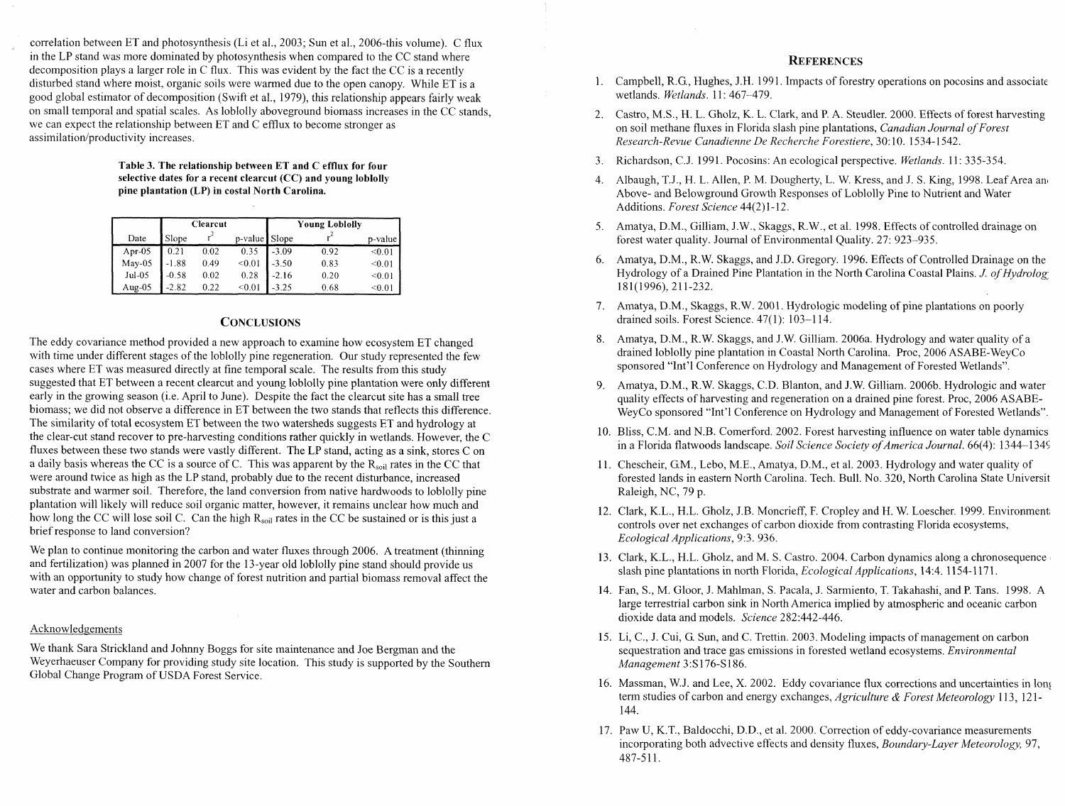correlation between ET and photosynthesis (Li et al., 2003; Sun et al., 2006-this volume). C flux in the LP stand was more dominated by photosynthesis when compared to the CC stand where decomposition plays a larger role in C flux. This was evident by the fact the CC is a recently disturbed stand where moist, organic soils were warmed due to the open canopy. While ET is a good global estimator of decomposition (Swift et al., 1979), this relationship appears fairly weak on small temporal and spatial scales. As loblolly aboveground biomass increases in the CC stands, we can expect the relationship between ET and C efflux to become stronger as assimilation/productivity increases.

**Table 3. The relationship between ET and C efflux for four selective dates for a recent clearcut (CC) and young loblolly pine plantation (LP) in costal North Carolina.**

| | Clearcut | | | Young Loblolly | | |
|---|---|---|---|---|---|---|
| Date | Slope | $r^2$ | p-value | Slope | $r^2$ | p-value |
| Apr-05 | 0.21 | 0.02 | 0.35 | -3.09 | 0.92 | <0.01 |
| May-05 | -1.88 | 0.49 | <0.01 | -3.50 | 0.83 | <0.01 |
| Jul-05 | -0.58 | 0.02 | 0.28 | -2.16 | 0.20 | <0.01 |
| Aug-05 | -2.82 | 0.22 | <0.01 | -3.25 | 0.68 | <0.01 |

## Conclusions

The eddy covariance method provided a new approach to examine how ecosystem ET changed with time under different stages of the loblolly pine regeneration. Our study represented the few cases where ET was measured directly at fine temporal scale. The results from this study suggested that ET between a recent clearcut and young loblolly pine plantation were only different early in the growing season (i.e. April to June). Despite the fact the clearcut site has a small tree biomass; we did not observe a difference in ET between the two stands that reflects this difference. The similarity of total ecosystem ET between the two watersheds suggests ET and hydrology at the clear-cut stand recover to pre-harvesting conditions rather quickly in wetlands. However, the C fluxes between these two stands were vastly different. The LP stand, acting as a sink, stores C on a daily basis whereas the CC is a source of C. This was apparent by the $R_{soil}$ rates in the CC that were around twice as high as the LP stand, probably due to the recent disturbance, increased substrate and warmer soil. Therefore, the land conversion from native hardwoods to loblolly pine plantation will likely will reduce soil organic matter, however, it remains unclear how much and how long the CC will lose soil C. Can the high $R_{soil}$ rates in the CC be sustained or is this just a brief response to land conversion?

We plan to continue monitoring the carbon and water fluxes through 2006. A treatment (thinning and fertilization) was planned in 2007 for the 13-year old loblolly pine stand should provide us with an opportunity to study how change of forest nutrition and partial biomass removal affect the water and carbon balances.

### Acknowledgements

We thank Sara Strickland and Johnny Boggs for site maintenance and Joe Bergman and the Weyerhaeuser Company for providing study site location. This study is supported by the Southern Global Change Program of USDA Forest Service.

## References

1. Campbell, R.G., Hughes, J.H. 1991. Impacts of forestry operations on pocosins and associate wetlands. *Wetlands*. 11: 467–479.
2. Castro, M.S., H. L. Gholz, K. L. Clark, and P. A. Steudler. 2000. Effects of forest harvesting on soil methane fluxes in Florida slash pine plantations, *Canadian Journal of Forest Research-Revue Canadienne De Recherche Forestiere*, 30:10. 1534-1542.
3. Richardson, C.J. 1991. Pocosins: An ecological perspective. *Wetlands*. 11: 335-354.
4. Albaugh, T.J., H. L. Allen, P. M. Dougherty, L. W. Kress, and J. S. King, 1998. Leaf Area an Above- and Belowground Growth Responses of Loblolly Pine to Nutrient and Water Additions. *Forest Science* 44(2)1-12.
5. Amatya, D.M., Gilliam, J.W., Skaggs, R.W., et al. 1998. Effects of controlled drainage on forest water quality. Journal of Environmental Quality. 27: 923–935.
6. Amatya, D.M., R.W. Skaggs, and J.D. Gregory. 1996. Effects of Controlled Drainage on the Hydrology of a Drained Pine Plantation in the North Carolina Coastal Plains. *J. of Hydrolog* 181(1996), 211-232.
7. Amatya, D.M., Skaggs, R.W. 2001. Hydrologic modeling of pine plantations on poorly drained soils. Forest Science. 47(1): 103–114.
8. Amatya, D.M., R.W. Skaggs, and J.W. Gilliam. 2006a. Hydrology and water quality of a drained loblolly pine plantation in Coastal North Carolina. Proc, 2006 ASABE-WeyCo sponsored "Int'l Conference on Hydrology and Management of Forested Wetlands".
9. Amatya, D.M., R.W. Skaggs, C.D. Blanton, and J.W. Gilliam. 2006b. Hydrologic and water quality effects of harvesting and regeneration on a drained pine forest. Proc, 2006 ASABE-WeyCo sponsored "Int'l Conference on Hydrology and Management of Forested Wetlands".
10. Bliss, C.M. and N.B. Comerford. 2002. Forest harvesting influence on water table dynamics in a Florida flatwoods landscape. *Soil Science Society of America Journal*. 66(4): 1344–1349
11. Chescheir, G.M., Lebo, M.E., Amatya, D.M., et al. 2003. Hydrology and water quality of forested lands in eastern North Carolina. Tech. Bull. No. 320, North Carolina State Universit Raleigh, NC, 79 p.
12. Clark, K.L., H.L. Gholz, J.B. Moncrieff, F. Cropley and H. W. Loescher. 1999. Environment controls over net exchanges of carbon dioxide from contrasting Florida ecosystems, *Ecological Applications*, 9:3. 936.
13. Clark, K.L., H.L. Gholz, and M. S. Castro. 2004. Carbon dynamics along a chronosequence slash pine plantations in north Florida, *Ecological Applications*, 14:4. 1154-1171.
14. Fan, S., M. Gloor, J. Mahlman, S. Pacala, J. Sarmiento, T. Takahashi, and P. Tans. 1998. A large terrestrial carbon sink in North America implied by atmospheric and oceanic carbon dioxide data and models. *Science* 282:442-446.
15. Li, C., J. Cui, G. Sun, and C. Trettin. 2003. Modeling impacts of management on carbon sequestration and trace gas emissions in forested wetland ecosystems. *Environmental Management* 3:S176-S186.
16. Massman, W.J. and Lee, X. 2002. Eddy covariance flux corrections and uncertainties in long term studies of carbon and energy exchanges, *Agriculture & Forest Meteorology* 113, 121-144.
17. Paw U, K.T., Baldocchi, D.D., et al. 2000. Correction of eddy-covariance measurements incorporating both advective effects and density fluxes, *Boundary-Layer Meteorology*, 97, 487-511.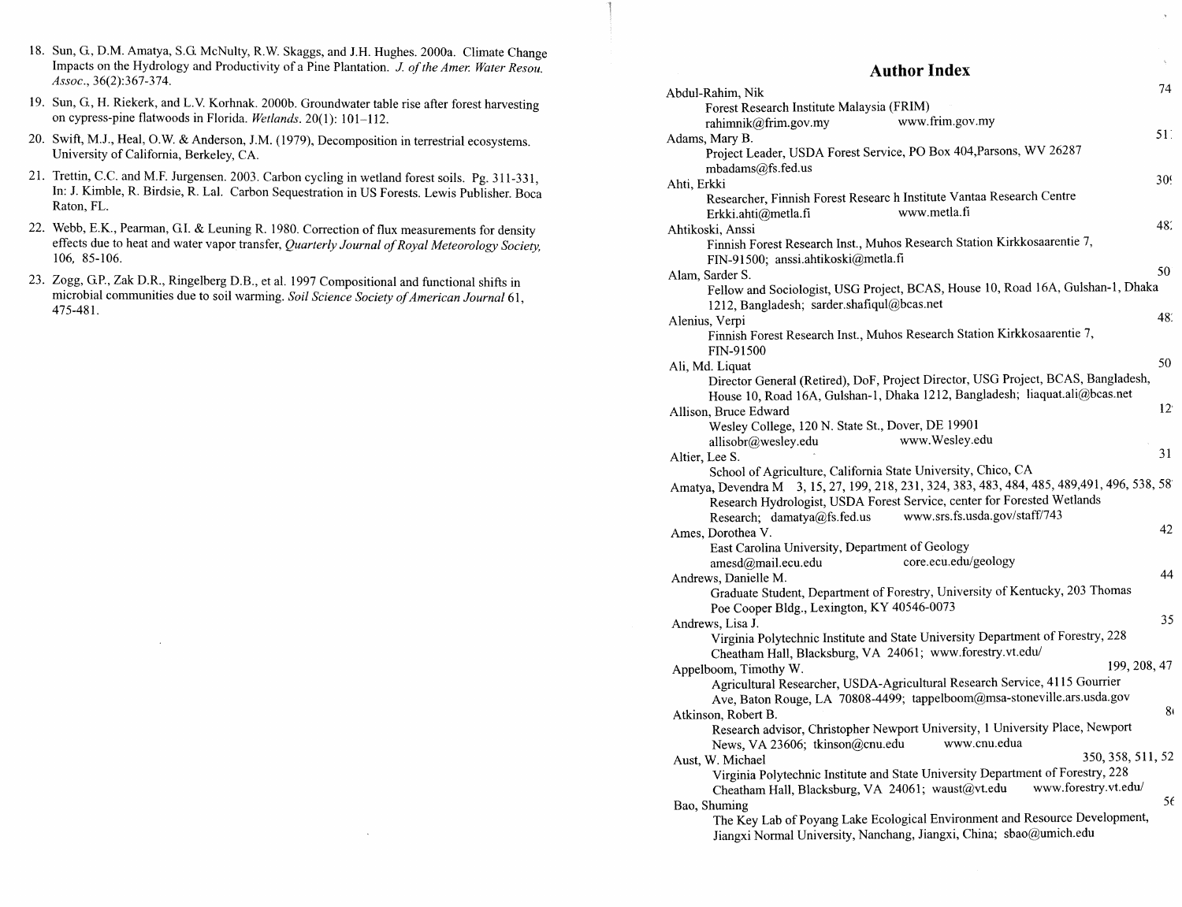18. Sun, G., D.M. Amatya, S.G. McNulty, R.W. Skaggs, and J.H. Hughes. 2000a. Climate Change Impacts on the Hydrology and Productivity of a Pine Plantation. *J. of the Amer. Water Resou. Assoc.*, 36(2):367-374.

19. Sun, G., H. Riekerk, and L.V. Korhnak. 2000b. Groundwater table rise after forest harvesting on cypress-pine flatwoods in Florida. *Wetlands*. 20(1): 101–112.

20. Swift, M.J., Heal, O.W. & Anderson, J.M. (1979), Decomposition in terrestrial ecosystems. University of California, Berkeley, CA.

21. Trettin, C.C. and M.F. Jurgensen. 2003. Carbon cycling in wetland forest soils. Pg. 311-331, In: J. Kimble, R. Birdsie, R. Lal. Carbon Sequestration in US Forests. Lewis Publisher. Boca Raton, FL.

22. Webb, E.K., Pearman, G.I. & Leuning R. 1980. Correction of flux measurements for density effects due to heat and water vapor transfer, *Quarterly Journal of Royal Meteorology Society*, 106, 85-106.

23. Zogg, G.P., Zak D.R., Ringelberg D.B., et al. 1997 Compositional and functional shifts in microbial communities due to soil warming. *Soil Science Society of American Journal* 61, 475-481.

# Author Index

Abdul-Rahim, Nik — 74
Forest Research Institute Malaysia (FRIM)
rahimnik@frim.gov.my www.frim.gov.my

Adams, Mary B. — 51
Project Leader, USDA Forest Service, PO Box 404, Parsons, WV 26287
mbadams@fs.fed.us

Ahti, Erkki — 30
Researcher, Finnish Forest Researc h Institute Vantaa Research Centre
Erkki.ahti@metla.fi www.metla.fi

Ahtikoski, Anssi — 48
Finnish Forest Research Inst., Muhos Research Station Kirkkosaarentie 7,
FIN-91500; anssi.ahtikoski@metla.fi

Alam, Sarder S. — 50
Fellow and Sociologist, USG Project, BCAS, House 10, Road 16A, Gulshan-1, Dhaka 1212, Bangladesh; sarder.shafiqul@bcas.net

Alenius, Verpi — 48
Finnish Forest Research Inst., Muhos Research Station Kirkkosaarentie 7,
FIN-91500

Ali, Md. Liquat — 50
Director General (Retired), DoF, Project Director, USG Project, BCAS, Bangladesh,
House 10, Road 16A, Gulshan-1, Dhaka 1212, Bangladesh; liaquat.ali@bcas.net

Allison, Bruce Edward — 12
Wesley College, 120 N. State St., Dover, DE 19901
allisobr@wesley.edu www.Wesley.edu

Altier, Lee S. — 31
School of Agriculture, California State University, Chico, CA

Amatya, Devendra M — 3, 15, 27, 199, 218, 231, 324, 383, 483, 484, 485, 489, 491, 496, 538, 58
Research Hydrologist, USDA Forest Service, center for Forested Wetlands
Research; damatya@fs.fed.us www.srs.fs.usda.gov/staff/743

Ames, Dorothea V. — 42
East Carolina University, Department of Geology
amesd@mail.ecu.edu core.ecu.edu/geology

Andrews, Danielle M. — 44
Graduate Student, Department of Forestry, University of Kentucky, 203 Thomas Poe Cooper Bldg., Lexington, KY 40546-0073

Andrews, Lisa J. — 35
Virginia Polytechnic Institute and State University Department of Forestry, 228 Cheatham Hall, Blacksburg, VA 24061; www.forestry.vt.edu/

Appelboom, Timothy W. — 199, 208, 47
Agricultural Researcher, USDA-Agricultural Research Service, 4115 Gourrier Ave, Baton Rouge, LA 70808-4499; tappelboom@msa-stoneville.ars.usda.gov

Atkinson, Robert B. — 8
Research advisor, Christopher Newport University, 1 University Place, Newport News, VA 23606; tkinson@cnu.edu www.cnu.edua

Aust, W. Michael — 350, 358, 511, 52
Virginia Polytechnic Institute and State University Department of Forestry, 228 Cheatham Hall, Blacksburg, VA 24061; waust@vt.edu www.forestry.vt.edu/

Bao, Shuming — 56
The Key Lab of Poyang Lake Ecological Environment and Resource Development, Jiangxi Normal University, Nanchang, Jiangxi, China; sbao@umich.edu